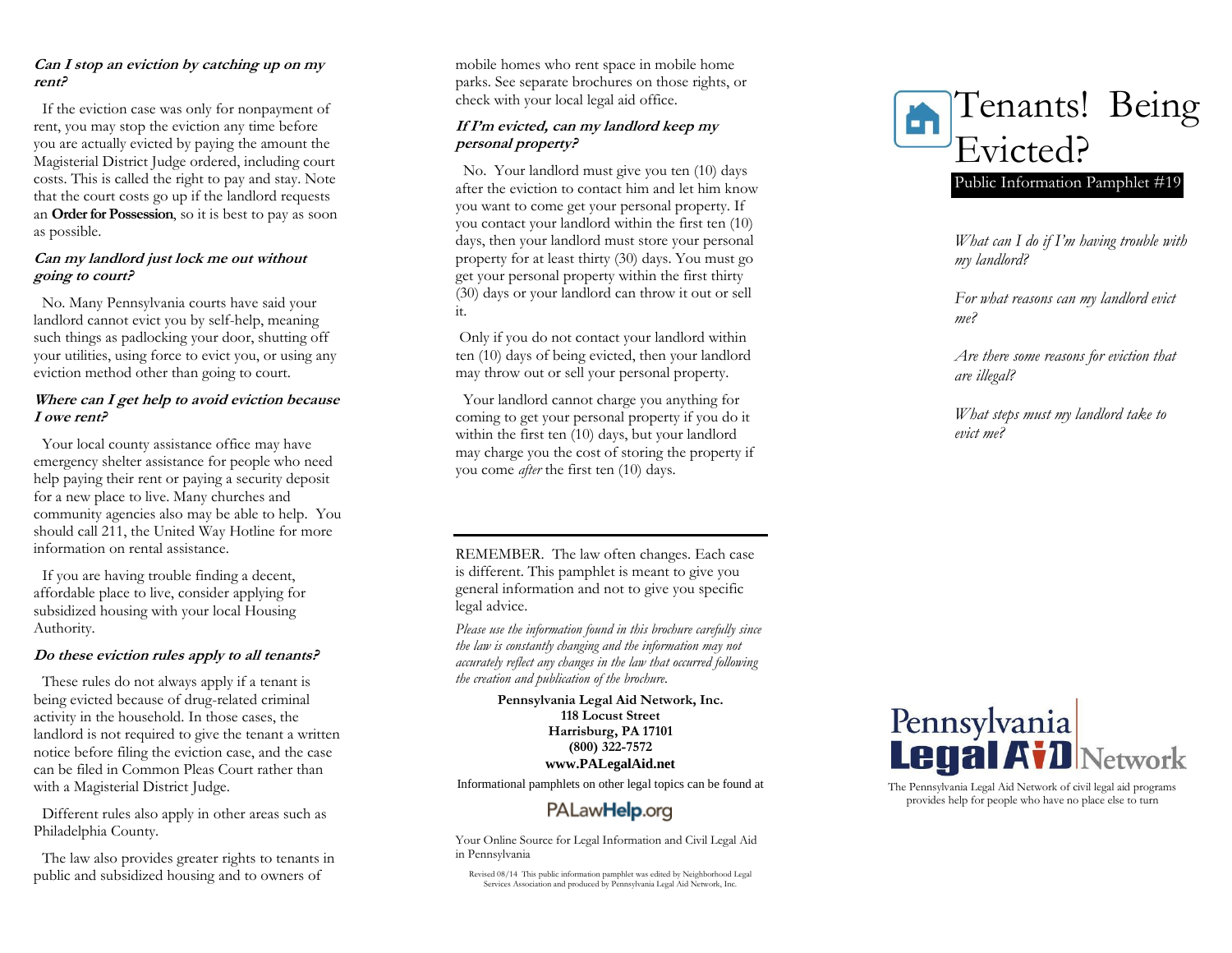### *Can I stop an eviction by catching up on my rent?*

If the eviction case was only for nonpayment of rent, you may stop the eviction any time before you are actually evicted by paying the amount the Magisterial District Judge ordered, including court costs. This is called the right to pay and stay. Note that the court costs go up if the landlord requests an **Order for Possession**, so it is best to pay as soon as possible.

### *Can my landlord just lock me out without going to court?*

No. Many Pennsylvania courts have said your landlord cannot evict you by self-help, meaning such things as padlocking your door, shutting off your utilities, using force to evict you, or using any eviction method other than going to court.

### *Where can I get help to avoid eviction because I owe rent?*

Your local county assistance office may have emergency shelter assistance for people who need help paying their rent or paying a security deposit for a new place to live. Many churches and community agencies also may be able to help. You should call 211, the United Way Hotline for more information on rental assistance.

If you are having trouble finding a decent, affordable place to live, consider applying for subsidized housing with your local Housing Authority.

### *Do these eviction rules apply to all tenants?*

These rules do not always apply if a tenant is being evicted because of drug-related criminal activity in the household. In those cases, the landlord is not required to give the tenant a written notice before filing the eviction case, and the case can be filed in Common Pleas Court rather than with a Magisterial District Judge.

Different rules also apply in other areas such as Philadelphia County.

The law also provides greater rights to tenants in public and subsidized housing and to owners of mobile homes who rent space in mobile home parks. See separate brochures on those rights, or check with your local legal aid office.

### *If I'm evicted, can my landlord keep my personal property?*

No. Your landlord must give you ten (10) days after the eviction to contact him and let him know you want to come get your personal property. If you contact your landlord within the first ten (10) days, then your landlord must store your personal property for at least thirty (30) days. You must go get your personal property within the first thirty (30) days or your landlord can throw it out or sell it.

Only if you do not contact your landlord within ten (10) days of being evicted, then your landlord may throw out or sell your personal property.

Your landlord cannot charge you anything for coming to get your personal property if you do it within the first ten (10) days, but your landlord may charge you the cost of storing the property if you come *after* the first ten (10) days.

---

REMEMBER. The law often changes. Each case is different. This pamphlet is meant to give you general information and not to give you specific legal advice.

*Please use the information found in this brochure carefully since the law is constantly changing and the information may not accurately reflect any changes in the law that occurred following the creation and publication of the brochure.*

**Pennsylvania Legal Aid Network, Inc.**
**118 Locust Street**
**Harrisburg, PA 17101**
**(800) 322-7572**
**www.PALegalAid.net**

Informational pamphlets on other legal topics can be found at

PALawHelp.org

Your Online Source for Legal Information and Civil Legal Aid in Pennsylvania

Revised 08/14 This public information pamphlet was edited by Neighborhood Legal Services Association and produced by Pennsylvania Legal Aid Network, Inc.

# Tenants! Being Evicted?

Public Information Pamphlet #19

*What can I do if I'm having trouble with my landlord?*

*For what reasons can my landlord evict me?*

*Are there some reasons for eviction that are illegal?*

*What steps must my landlord take to evict me?*

Pennsylvania Legal Aid Network

The Pennsylvania Legal Aid Network of civil legal aid programs provides help for people who have no place else to turn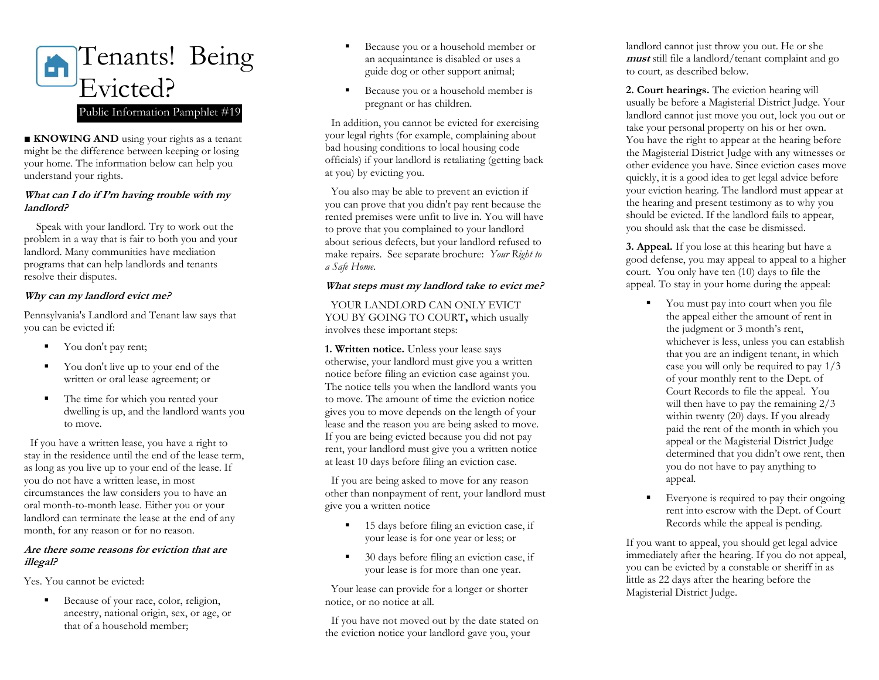# Tenants! Being Evicted?

Public Information Pamphlet #19

■ **KNOWING AND** using your rights as a tenant might be the difference between keeping or losing your home. The information below can help you understand your rights.

***What can I do if I'm having trouble with my landlord?***

Speak with your landlord. Try to work out the problem in a way that is fair to both you and your landlord. Many communities have mediation programs that can help landlords and tenants resolve their disputes.

***Why can my landlord evict me?***

Pennsylvania's Landlord and Tenant law says that you can be evicted if:

- You don't pay rent;
- You don't live up to your end of the written or oral lease agreement; or
- The time for which you rented your dwelling is up, and the landlord wants you to move.

If you have a written lease, you have a right to stay in the residence until the end of the lease term, as long as you live up to your end of the lease. If you do not have a written lease, in most circumstances the law considers you to have an oral month-to-month lease. Either you or your landlord can terminate the lease at the end of any month, for any reason or for no reason.

***Are there some reasons for eviction that are illegal?***

Yes. You cannot be evicted:

- Because of your race, color, religion, ancestry, national origin, sex, or age, or that of a household member;
- Because you or a household member or an acquaintance is disabled or uses a guide dog or other support animal;
- Because you or a household member is pregnant or has children.

In addition, you cannot be evicted for exercising your legal rights (for example, complaining about bad housing conditions to local housing code officials) if your landlord is retaliating (getting back at you) by evicting you.

You also may be able to prevent an eviction if you can prove that you didn't pay rent because the rented premises were unfit to live in. You will have to prove that you complained to your landlord about serious defects, but your landlord refused to make repairs. See separate brochure: *Your Right to a Safe Home*.

***What steps must my landlord take to evict me?***

YOUR LANDLORD CAN ONLY EVICT YOU BY GOING TO COURT**,** which usually involves these important steps:

**1. Written notice.** Unless your lease says otherwise, your landlord must give you a written notice before filing an eviction case against you. The notice tells you when the landlord wants you to move. The amount of time the eviction notice gives you to move depends on the length of your lease and the reason you are being asked to move. If you are being evicted because you did not pay rent, your landlord must give you a written notice at least 10 days before filing an eviction case.

If you are being asked to move for any reason other than nonpayment of rent, your landlord must give you a written notice

- 15 days before filing an eviction case, if your lease is for one year or less; or
- 30 days before filing an eviction case, if your lease is for more than one year.

Your lease can provide for a longer or shorter notice, or no notice at all.

If you have not moved out by the date stated on the eviction notice your landlord gave you, your landlord cannot just throw you out. He or she ***must*** still file a landlord/tenant complaint and go to court, as described below.

**2. Court hearings.** The eviction hearing will usually be before a Magisterial District Judge. Your landlord cannot just move you out, lock you out or take your personal property on his or her own. You have the right to appear at the hearing before the Magisterial District Judge with any witnesses or other evidence you have. Since eviction cases move quickly, it is a good idea to get legal advice before your eviction hearing. The landlord must appear at the hearing and present testimony as to why you should be evicted. If the landlord fails to appear, you should ask that the case be dismissed.

**3. Appeal.** If you lose at this hearing but have a good defense, you may appeal to appeal to a higher court. You only have ten (10) days to file the appeal. To stay in your home during the appeal:

- You must pay into court when you file the appeal either the amount of rent in the judgment or 3 month's rent, whichever is less, unless you can establish that you are an indigent tenant, in which case you will only be required to pay 1/3 of your monthly rent to the Dept. of Court Records to file the appeal. You will then have to pay the remaining 2/3 within twenty (20) days. If you already paid the rent of the month in which you appeal or the Magisterial District Judge determined that you didn't owe rent, then you do not have to pay anything to appeal.
- Everyone is required to pay their ongoing rent into escrow with the Dept. of Court Records while the appeal is pending.

If you want to appeal, you should get legal advice immediately after the hearing. If you do not appeal, you can be evicted by a constable or sheriff in as little as 22 days after the hearing before the Magisterial District Judge.